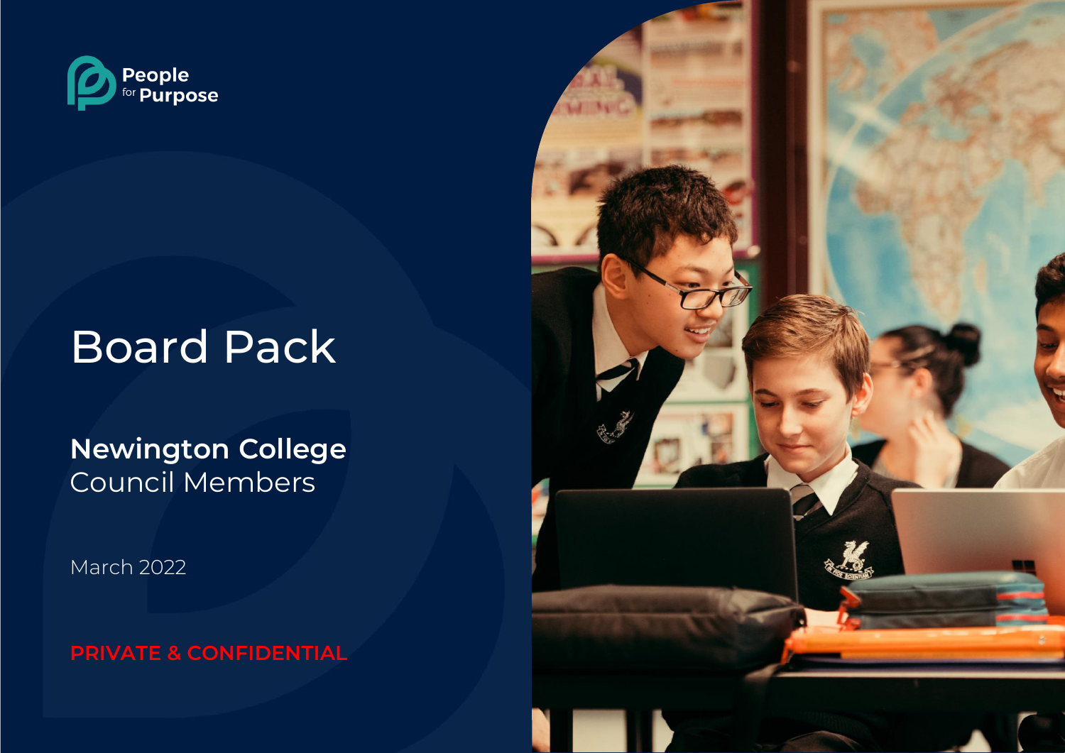People for Purpose

# Board Pack

## Newington College Council Members

March 2022

**PRIVATE & CONFIDENTIAL**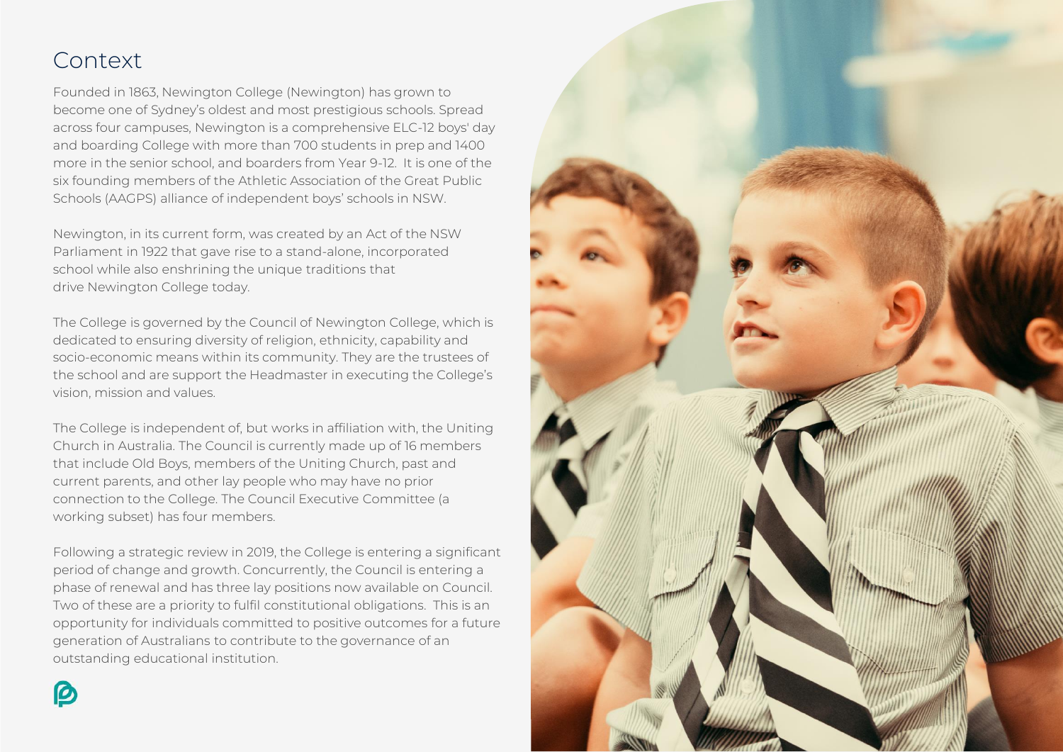# Context

Founded in 1863, Newington College (Newington) has grown to become one of Sydney's oldest and most prestigious schools. Spread across four campuses, Newington is a comprehensive ELC-12 boys' day and boarding College with more than 700 students in prep and 1400 more in the senior school, and boarders from Year 9-12. It is one of the six founding members of the Athletic Association of the Great Public Schools (AAGPS) alliance of independent boys' schools in NSW.

Newington, in its current form, was created by an Act of the NSW Parliament in 1922 that gave rise to a stand-alone, incorporated school while also enshrining the unique traditions that drive Newington College today.

The College is governed by the Council of Newington College, which is dedicated to ensuring diversity of religion, ethnicity, capability and socio-economic means within its community. They are the trustees of the school and are support the Headmaster in executing the College's vision, mission and values.

The College is independent of, but works in affiliation with, the Uniting Church in Australia. The Council is currently made up of 16 members that include Old Boys, members of the Uniting Church, past and current parents, and other lay people who may have no prior connection to the College. The Council Executive Committee (a working subset) has four members.

Following a strategic review in 2019, the College is entering a significant period of change and growth. Concurrently, the Council is entering a phase of renewal and has three lay positions now available on Council. Two of these are a priority to fulfil constitutional obligations. This is an opportunity for individuals committed to positive outcomes for a future generation of Australians to contribute to the governance of an outstanding educational institution.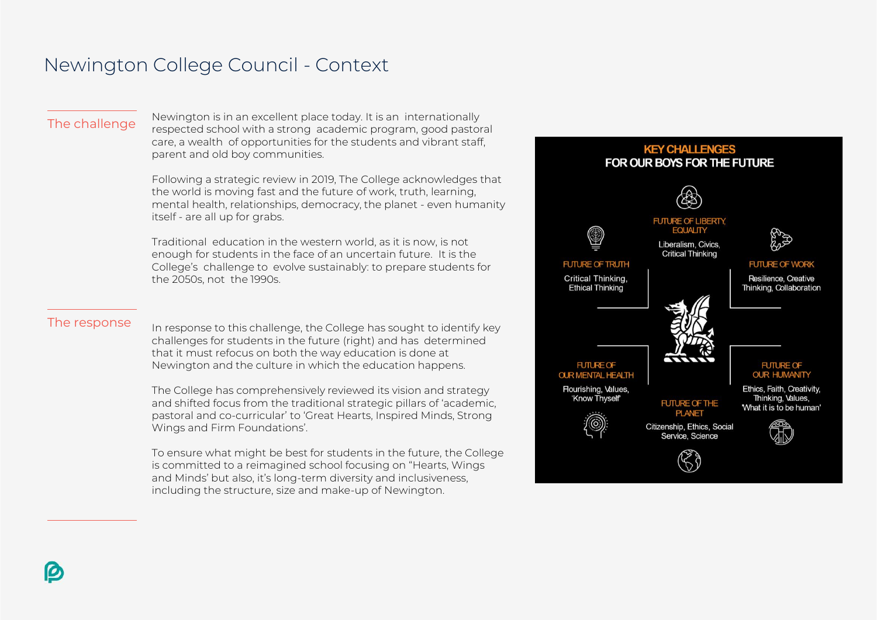# Newington College Council - Context

## The challenge

Newington is in an excellent place today. It is an internationally respected school with a strong academic program, good pastoral care, a wealth of opportunities for the students and vibrant staff, parent and old boy communities.

Following a strategic review in 2019, The College acknowledges that the world is moving fast and the future of work, truth, learning, mental health, relationships, democracy, the planet - even humanity itself - are all up for grabs.

Traditional education in the western world, as it is now, is not enough for students in the face of an uncertain future. It is the College's challenge to evolve sustainably: to prepare students for the 2050s, not the 1990s.

## The response

In response to this challenge, the College has sought to identify key challenges for students in the future (right) and has determined that it must refocus on both the way education is done at Newington and the culture in which the education happens.

The College has comprehensively reviewed its vision and strategy and shifted focus from the traditional strategic pillars of 'academic, pastoral and co-curricular' to 'Great Hearts, Inspired Minds, Strong Wings and Firm Foundations'.

To ensure what might be best for students in the future, the College is committed to a reimagined school focusing on "Hearts, Wings and Minds' but also, it's long-term diversity and inclusiveness, including the structure, size and make-up of Newington.

**KEY CHALLENGES FOR OUR BOYS FOR THE FUTURE**

- **FUTURE OF LIBERTY, EQUALITY** – Liberalism, Civics, Critical Thinking
- **FUTURE OF TRUTH** – Critical Thinking, Ethical Thinking
- **FUTURE OF WORK** – Resilience, Creative Thinking, Collaboration
- **FUTURE OF OUR MENTAL HEALTH** – Flourishing, Values, 'Know Thyself'
- **FUTURE OF OUR HUMANITY** – Ethics, Faith, Creativity, Thinking, Values, 'What it is to be human'
- **FUTURE OF THE PLANET** – Citizenship, Ethics, Social Service, Science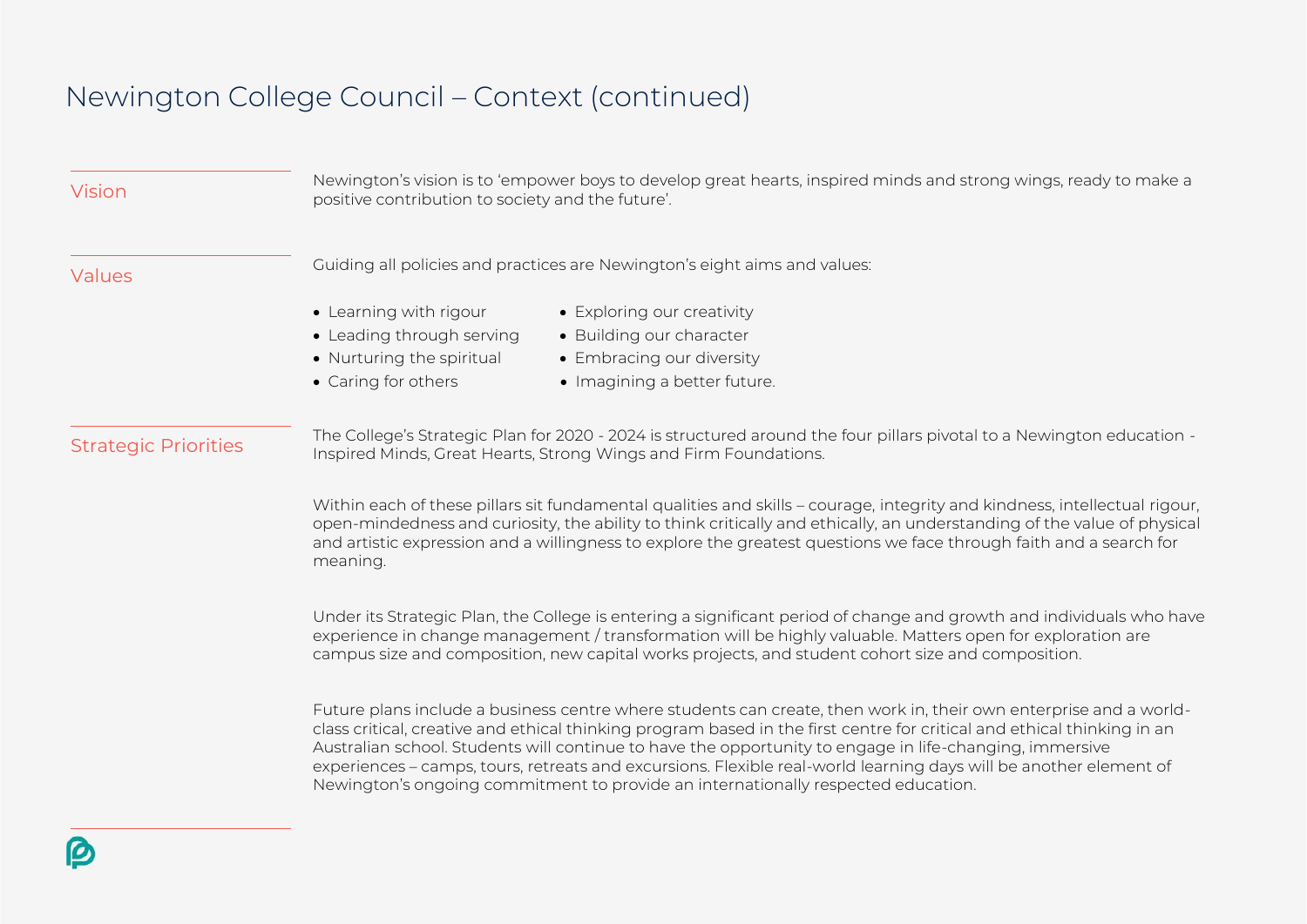# Newington College Council – Context (continued)

## Vision

Newington's vision is to 'empower boys to develop great hearts, inspired minds and strong wings, ready to make a positive contribution to society and the future'.

## Values

Guiding all policies and practices are Newington's eight aims and values:

- Learning with rigour
- Leading through serving
- Nurturing the spiritual
- Caring for others
- Exploring our creativity
- Building our character
- Embracing our diversity
- Imagining a better future.

## Strategic Priorities

The College's Strategic Plan for 2020 - 2024 is structured around the four pillars pivotal to a Newington education - Inspired Minds, Great Hearts, Strong Wings and Firm Foundations.

Within each of these pillars sit fundamental qualities and skills – courage, integrity and kindness, intellectual rigour, open-mindedness and curiosity, the ability to think critically and ethically, an understanding of the value of physical and artistic expression and a willingness to explore the greatest questions we face through faith and a search for meaning.

Under its Strategic Plan, the College is entering a significant period of change and growth and individuals who have experience in change management / transformation will be highly valuable. Matters open for exploration are campus size and composition, new capital works projects, and student cohort size and composition.

Future plans include a business centre where students can create, then work in, their own enterprise and a world-class critical, creative and ethical thinking program based in the first centre for critical and ethical thinking in an Australian school. Students will continue to have the opportunity to engage in life-changing, immersive experiences – camps, tours, retreats and excursions. Flexible real-world learning days will be another element of Newington's ongoing commitment to provide an internationally respected education.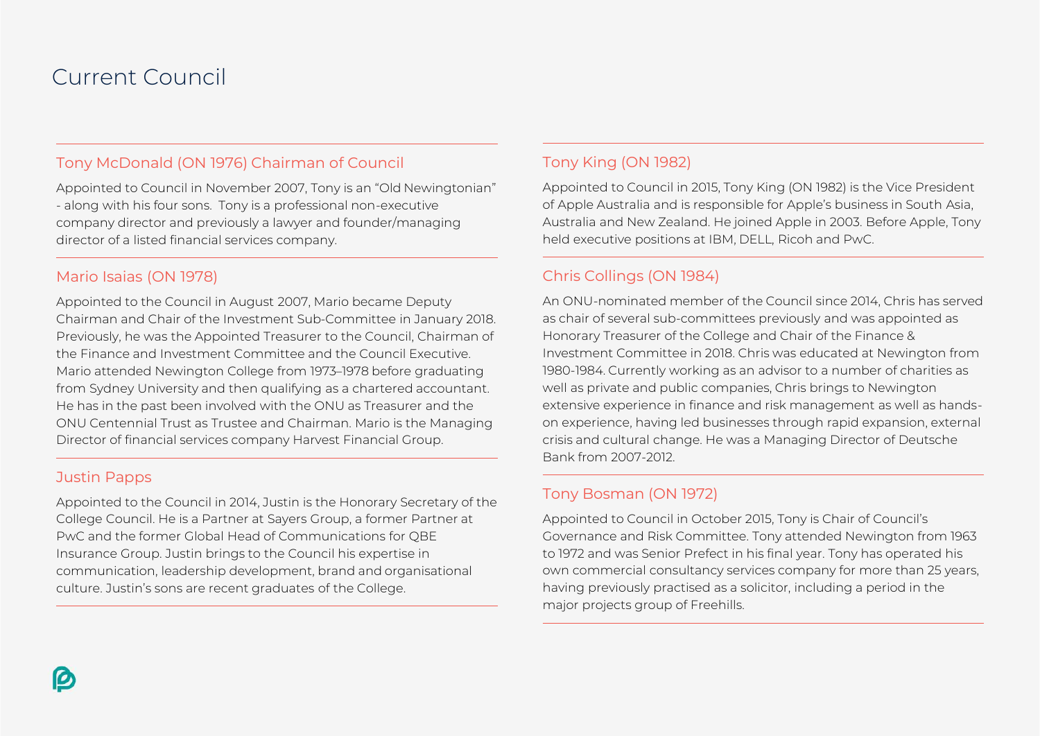# Current Council

## Tony McDonald (ON 1976) Chairman of Council

Appointed to Council in November 2007, Tony is an "Old Newingtonian" - along with his four sons. Tony is a professional non-executive company director and previously a lawyer and founder/managing director of a listed financial services company.

## Mario Isaias (ON 1978)

Appointed to the Council in August 2007, Mario became Deputy Chairman and Chair of the Investment Sub-Committee in January 2018. Previously, he was the Appointed Treasurer to the Council, Chairman of the Finance and Investment Committee and the Council Executive. Mario attended Newington College from 1973–1978 before graduating from Sydney University and then qualifying as a chartered accountant. He has in the past been involved with the ONU as Treasurer and the ONU Centennial Trust as Trustee and Chairman. Mario is the Managing Director of financial services company Harvest Financial Group.

## Justin Papps

Appointed to the Council in 2014, Justin is the Honorary Secretary of the College Council. He is a Partner at Sayers Group, a former Partner at PwC and the former Global Head of Communications for QBE Insurance Group. Justin brings to the Council his expertise in communication, leadership development, brand and organisational culture. Justin's sons are recent graduates of the College.

## Tony King (ON 1982)

Appointed to Council in 2015, Tony King (ON 1982) is the Vice President of Apple Australia and is responsible for Apple's business in South Asia, Australia and New Zealand. He joined Apple in 2003. Before Apple, Tony held executive positions at IBM, DELL, Ricoh and PwC.

## Chris Collings (ON 1984)

An ONU-nominated member of the Council since 2014, Chris has served as chair of several sub-committees previously and was appointed as Honorary Treasurer of the College and Chair of the Finance & Investment Committee in 2018. Chris was educated at Newington from 1980-1984. Currently working as an advisor to a number of charities as well as private and public companies, Chris brings to Newington extensive experience in finance and risk management as well as hands-on experience, having led businesses through rapid expansion, external crisis and cultural change. He was a Managing Director of Deutsche Bank from 2007-2012.

## Tony Bosman (ON 1972)

Appointed to Council in October 2015, Tony is Chair of Council's Governance and Risk Committee. Tony attended Newington from 1963 to 1972 and was Senior Prefect in his final year. Tony has operated his own commercial consultancy services company for more than 25 years, having previously practised as a solicitor, including a period in the major projects group of Freehills.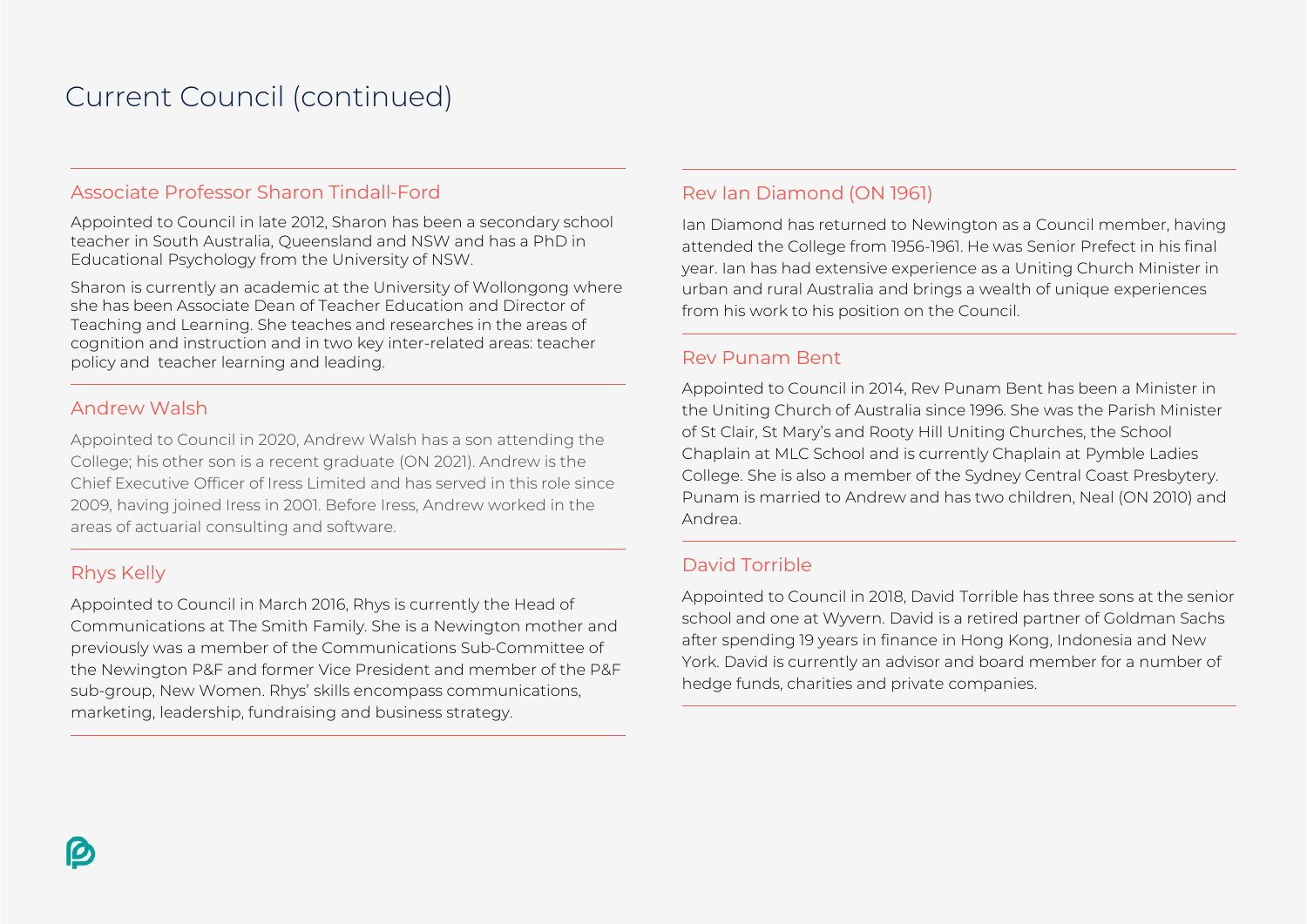# Current Council (continued)

## Associate Professor Sharon Tindall-Ford

Appointed to Council in late 2012, Sharon has been a secondary school teacher in South Australia, Queensland and NSW and has a PhD in Educational Psychology from the University of NSW.

Sharon is currently an academic at the University of Wollongong where she has been Associate Dean of Teacher Education and Director of Teaching and Learning. She teaches and researches in the areas of cognition and instruction and in two key inter-related areas: teacher policy and teacher learning and leading.

## Andrew Walsh

Appointed to Council in 2020, Andrew Walsh has a son attending the College; his other son is a recent graduate (ON 2021). Andrew is the Chief Executive Officer of Iress Limited and has served in this role since 2009, having joined Iress in 2001. Before Iress, Andrew worked in the areas of actuarial consulting and software.

## Rhys Kelly

Appointed to Council in March 2016, Rhys is currently the Head of Communications at The Smith Family. She is a Newington mother and previously was a member of the Communications Sub-Committee of the Newington P&F and former Vice President and member of the P&F sub-group, New Women. Rhys' skills encompass communications, marketing, leadership, fundraising and business strategy.

## Rev Ian Diamond (ON 1961)

Ian Diamond has returned to Newington as a Council member, having attended the College from 1956-1961. He was Senior Prefect in his final year. Ian has had extensive experience as a Uniting Church Minister in urban and rural Australia and brings a wealth of unique experiences from his work to his position on the Council.

## Rev Punam Bent

Appointed to Council in 2014, Rev Punam Bent has been a Minister in the Uniting Church of Australia since 1996. She was the Parish Minister of St Clair, St Mary's and Rooty Hill Uniting Churches, the School Chaplain at MLC School and is currently Chaplain at Pymble Ladies College. She is also a member of the Sydney Central Coast Presbytery. Punam is married to Andrew and has two children, Neal (ON 2010) and Andrea.

## David Torrible

Appointed to Council in 2018, David Torrible has three sons at the senior school and one at Wyvern. David is a retired partner of Goldman Sachs after spending 19 years in finance in Hong Kong, Indonesia and New York. David is currently an advisor and board member for a number of hedge funds, charities and private companies.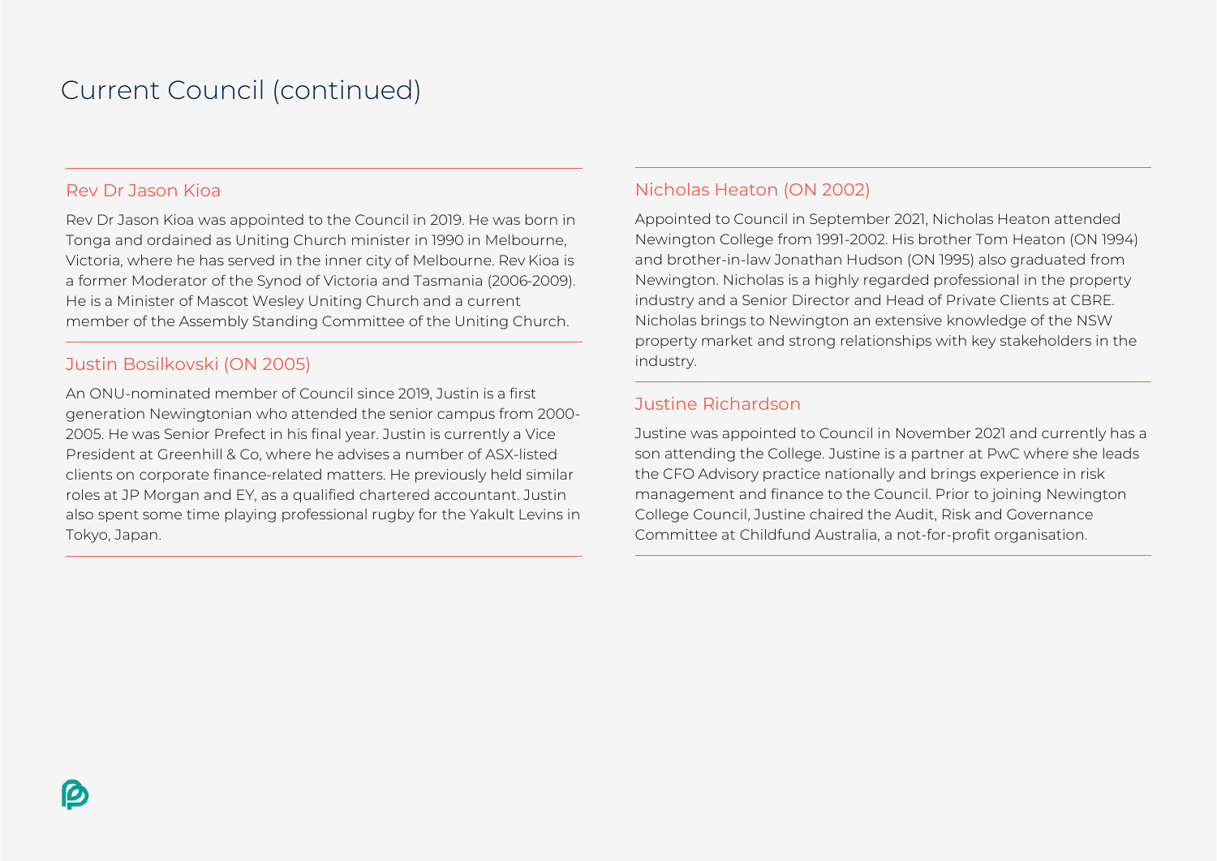# Current Council (continued)

## Rev Dr Jason Kioa

Rev Dr Jason Kioa was appointed to the Council in 2019. He was born in Tonga and ordained as Uniting Church minister in 1990 in Melbourne, Victoria, where he has served in the inner city of Melbourne. Rev Kioa is a former Moderator of the Synod of Victoria and Tasmania (2006-2009). He is a Minister of Mascot Wesley Uniting Church and a current member of the Assembly Standing Committee of the Uniting Church.

## Justin Bosilkovski (ON 2005)

An ONU-nominated member of Council since 2019, Justin is a first generation Newingtonian who attended the senior campus from 2000-2005. He was Senior Prefect in his final year. Justin is currently a Vice President at Greenhill & Co, where he advises a number of ASX-listed clients on corporate finance-related matters. He previously held similar roles at JP Morgan and EY, as a qualified chartered accountant. Justin also spent some time playing professional rugby for the Yakult Levins in Tokyo, Japan.

## Nicholas Heaton (ON 2002)

Appointed to Council in September 2021, Nicholas Heaton attended Newington College from 1991-2002. His brother Tom Heaton (ON 1994) and brother-in-law Jonathan Hudson (ON 1995) also graduated from Newington. Nicholas is a highly regarded professional in the property industry and a Senior Director and Head of Private Clients at CBRE. Nicholas brings to Newington an extensive knowledge of the NSW property market and strong relationships with key stakeholders in the industry.

## Justine Richardson

Justine was appointed to Council in November 2021 and currently has a son attending the College. Justine is a partner at PwC where she leads the CFO Advisory practice nationally and brings experience in risk management and finance to the Council. Prior to joining Newington College Council, Justine chaired the Audit, Risk and Governance Committee at Childfund Australia, a not-for-profit organisation.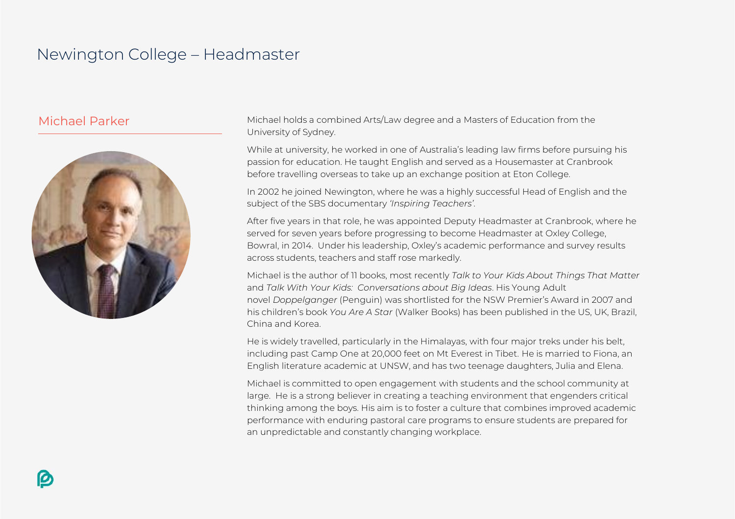# Newington College – Headmaster

## Michael Parker

Michael holds a combined Arts/Law degree and a Masters of Education from the University of Sydney.

While at university, he worked in one of Australia's leading law firms before pursuing his passion for education. He taught English and served as a Housemaster at Cranbrook before travelling overseas to take up an exchange position at Eton College.

In 2002 he joined Newington, where he was a highly successful Head of English and the subject of the SBS documentary *'Inspiring Teachers'*.

After five years in that role, he was appointed Deputy Headmaster at Cranbrook, where he served for seven years before progressing to become Headmaster at Oxley College, Bowral, in 2014. Under his leadership, Oxley's academic performance and survey results across students, teachers and staff rose markedly.

Michael is the author of 11 books, most recently *Talk to Your Kids About Things That Matter* and *Talk With Your Kids: Conversations about Big Ideas*. His Young Adult novel *Doppelganger* (Penguin) was shortlisted for the NSW Premier's Award in 2007 and his children's book *You Are A Star* (Walker Books) has been published in the US, UK, Brazil, China and Korea.

He is widely travelled, particularly in the Himalayas, with four major treks under his belt, including past Camp One at 20,000 feet on Mt Everest in Tibet. He is married to Fiona, an English literature academic at UNSW, and has two teenage daughters, Julia and Elena.

Michael is committed to open engagement with students and the school community at large. He is a strong believer in creating a teaching environment that engenders critical thinking among the boys. His aim is to foster a culture that combines improved academic performance with enduring pastoral care programs to ensure students are prepared for an unpredictable and constantly changing workplace.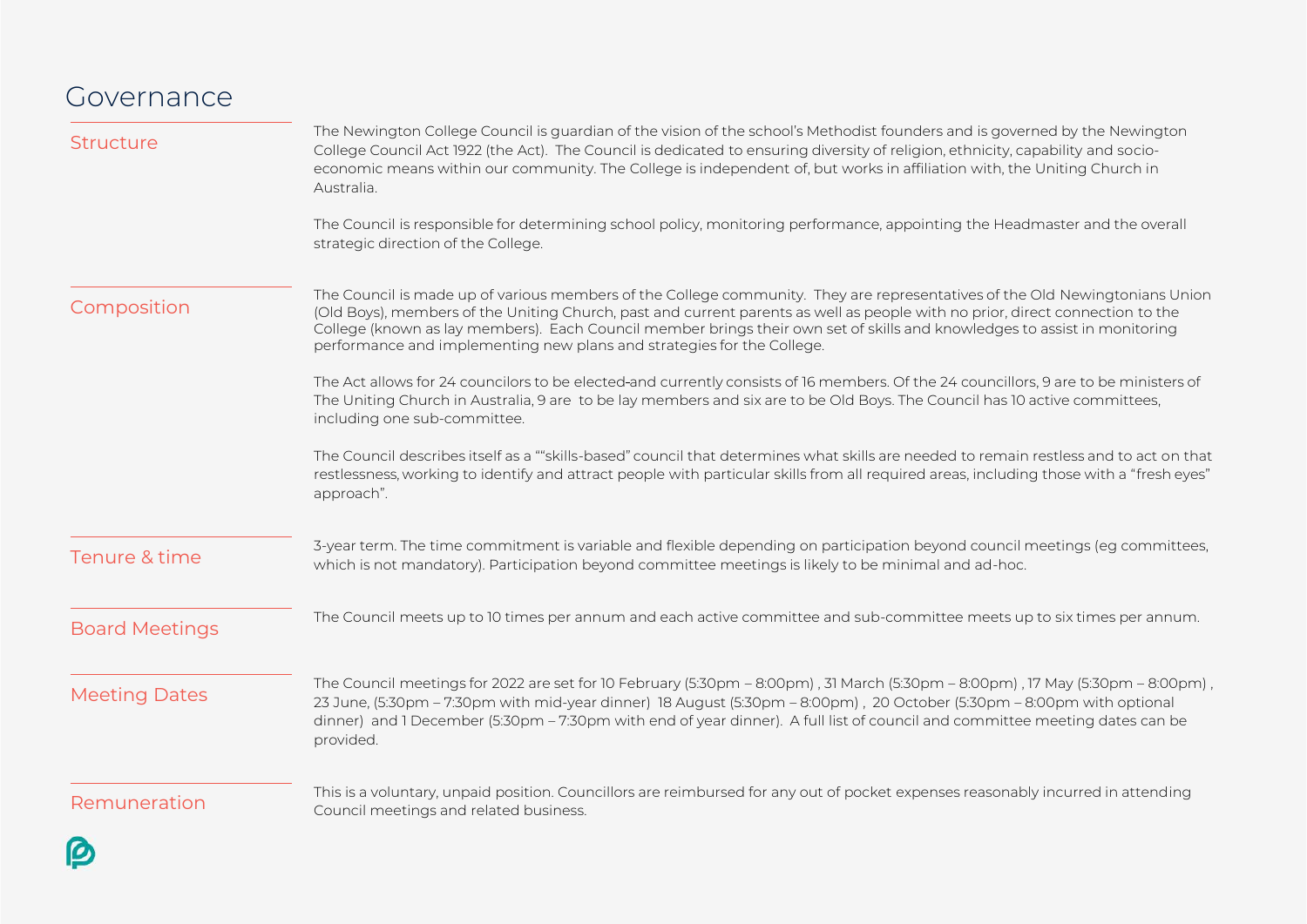# Governance

## Structure

The Newington College Council is guardian of the vision of the school's Methodist founders and is governed by the Newington College Council Act 1922 (the Act). The Council is dedicated to ensuring diversity of religion, ethnicity, capability and socio-economic means within our community. The College is independent of, but works in affiliation with, the Uniting Church in Australia.

The Council is responsible for determining school policy, monitoring performance, appointing the Headmaster and the overall strategic direction of the College.

## Composition

The Council is made up of various members of the College community. They are representatives of the Old Newingtonians Union (Old Boys), members of the Uniting Church, past and current parents as well as people with no prior, direct connection to the College (known as lay members). Each Council member brings their own set of skills and knowledges to assist in monitoring performance and implementing new plans and strategies for the College.

The Act allows for 24 councilors to be elected-and currently consists of 16 members. Of the 24 councillors, 9 are to be ministers of The Uniting Church in Australia, 9 are to be lay members and six are to be Old Boys. The Council has 10 active committees, including one sub-committee.

The Council describes itself as a ""skills-based" council that determines what skills are needed to remain restless and to act on that restlessness, working to identify and attract people with particular skills from all required areas, including those with a "fresh eyes" approach".

## Tenure & time

3-year term. The time commitment is variable and flexible depending on participation beyond council meetings (eg committees, which is not mandatory). Participation beyond committee meetings is likely to be minimal and ad-hoc.

## Board Meetings

The Council meets up to 10 times per annum and each active committee and sub-committee meets up to six times per annum.

## Meeting Dates

The Council meetings for 2022 are set for 10 February (5:30pm – 8:00pm) , 31 March (5:30pm – 8:00pm) , 17 May (5:30pm – 8:00pm) , 23 June, (5:30pm – 7:30pm with mid-year dinner) 18 August (5:30pm – 8:00pm) , 20 October (5:30pm – 8:00pm with optional dinner) and 1 December (5:30pm – 7:30pm with end of year dinner). A full list of council and committee meeting dates can be provided.

## Remuneration

This is a voluntary, unpaid position. Councillors are reimbursed for any out of pocket expenses reasonably incurred in attending Council meetings and related business.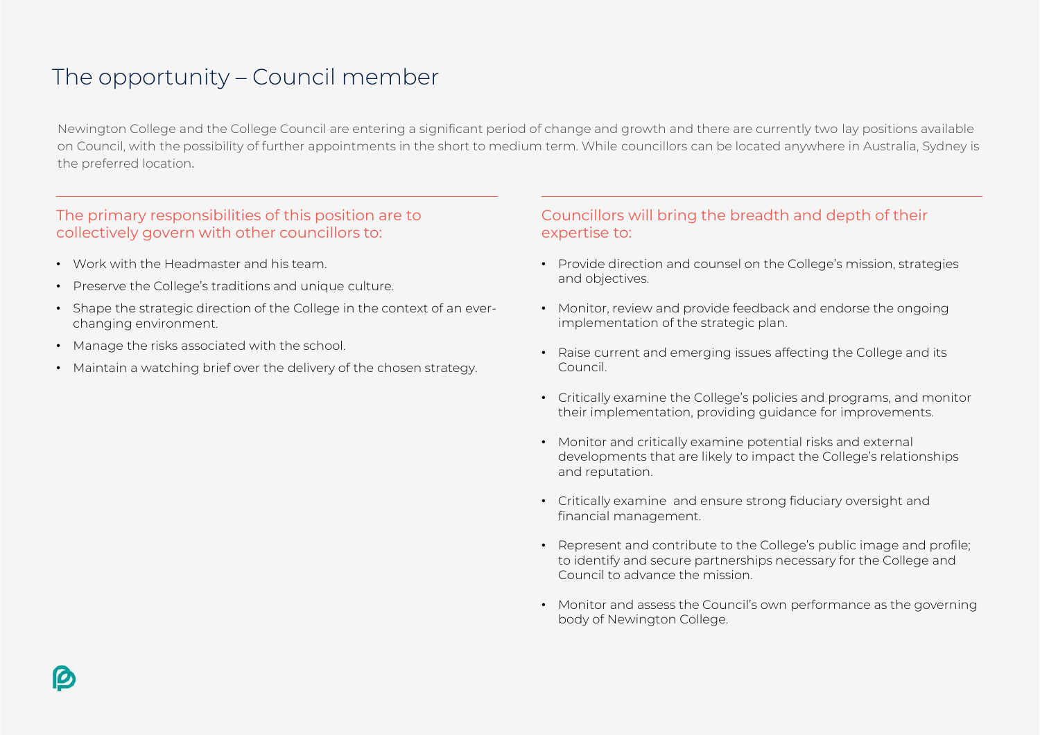# The opportunity – Council member

Newington College and the College Council are entering a significant period of change and growth and there are currently two lay positions available on Council, with the possibility of further appointments in the short to medium term. While councillors can be located anywhere in Australia, Sydney is the preferred location.

## The primary responsibilities of this position are to collectively govern with other councillors to:

- Work with the Headmaster and his team.
- Preserve the College's traditions and unique culture.
- Shape the strategic direction of the College in the context of an ever-changing environment.
- Manage the risks associated with the school.
- Maintain a watching brief over the delivery of the chosen strategy.

## Councillors will bring the breadth and depth of their expertise to:

- Provide direction and counsel on the College's mission, strategies and objectives.
- Monitor, review and provide feedback and endorse the ongoing implementation of the strategic plan.
- Raise current and emerging issues affecting the College and its Council.
- Critically examine the College's policies and programs, and monitor their implementation, providing guidance for improvements.
- Monitor and critically examine potential risks and external developments that are likely to impact the College's relationships and reputation.
- Critically examine and ensure strong fiduciary oversight and financial management.
- Represent and contribute to the College's public image and profile; to identify and secure partnerships necessary for the College and Council to advance the mission.
- Monitor and assess the Council's own performance as the governing body of Newington College.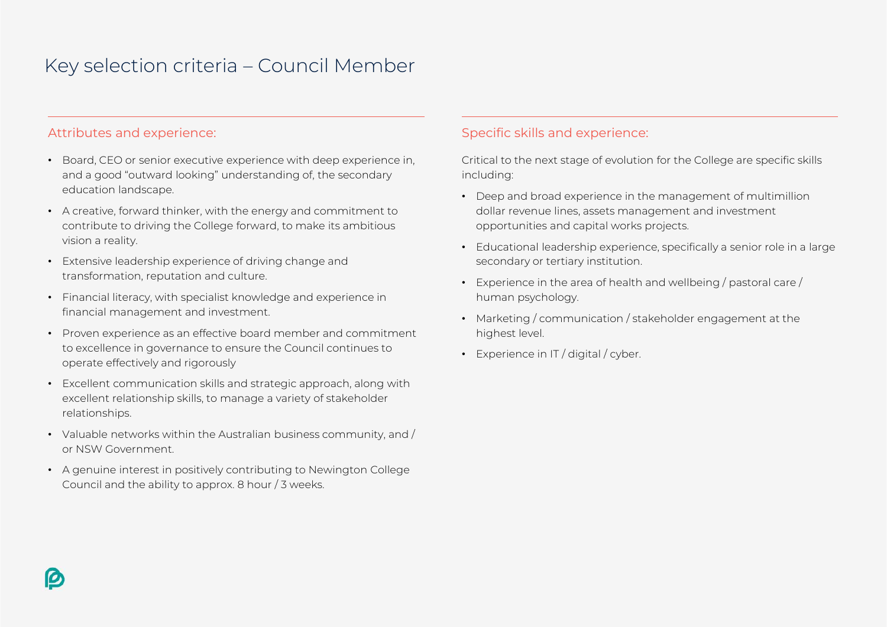# Key selection criteria – Council Member

## Attributes and experience:

- Board, CEO or senior executive experience with deep experience in, and a good "outward looking" understanding of, the secondary education landscape.
- A creative, forward thinker, with the energy and commitment to contribute to driving the College forward, to make its ambitious vision a reality.
- Extensive leadership experience of driving change and transformation, reputation and culture.
- Financial literacy, with specialist knowledge and experience in financial management and investment.
- Proven experience as an effective board member and commitment to excellence in governance to ensure the Council continues to operate effectively and rigorously
- Excellent communication skills and strategic approach, along with excellent relationship skills, to manage a variety of stakeholder relationships.
- Valuable networks within the Australian business community, and / or NSW Government.
- A genuine interest in positively contributing to Newington College Council and the ability to approx. 8 hour / 3 weeks.

## Specific skills and experience:

Critical to the next stage of evolution for the College are specific skills including:

- Deep and broad experience in the management of multimillion dollar revenue lines, assets management and investment opportunities and capital works projects.
- Educational leadership experience, specifically a senior role in a large secondary or tertiary institution.
- Experience in the area of health and wellbeing / pastoral care / human psychology.
- Marketing / communication / stakeholder engagement at the highest level.
- Experience in IT / digital / cyber.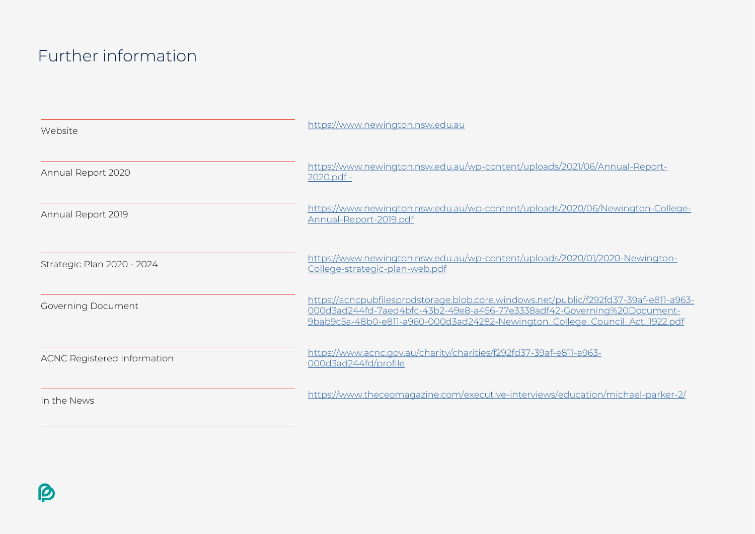# Further information

| | |
|---|---|
| Website | https://www.newington.nsw.edu.au |
| Annual Report 2020 | https://www.newington.nsw.edu.au/wp-content/uploads/2021/06/Annual-Report-2020.pdf - |
| Annual Report 2019 | https://www.newington.nsw.edu.au/wp-content/uploads/2020/06/Newington-College-Annual-Report-2019.pdf |
| Strategic Plan 2020 - 2024 | https://www.newington.nsw.edu.au/wp-content/uploads/2020/01/2020-Newington-College-strategic-plan-web.pdf |
| Governing Document | https://acncpubfilesprodstorage.blob.core.windows.net/public/f292fd37-39af-e811-a963-000d3ad244fd-7aed4bfc-43b2-49e8-a456-77e3338adf42-Governing%20Document-9bab9c5a-48b0-e811-a960-000d3ad24282-Newington_College_Council_Act_1922.pdf |
| ACNC Registered Information | https://www.acnc.gov.au/charity/charities/f292fd37-39af-e811-a963-000d3ad244fd/profile |
| In the News | https://www.theceomagazine.com/executive-interviews/education/michael-parker-2/ |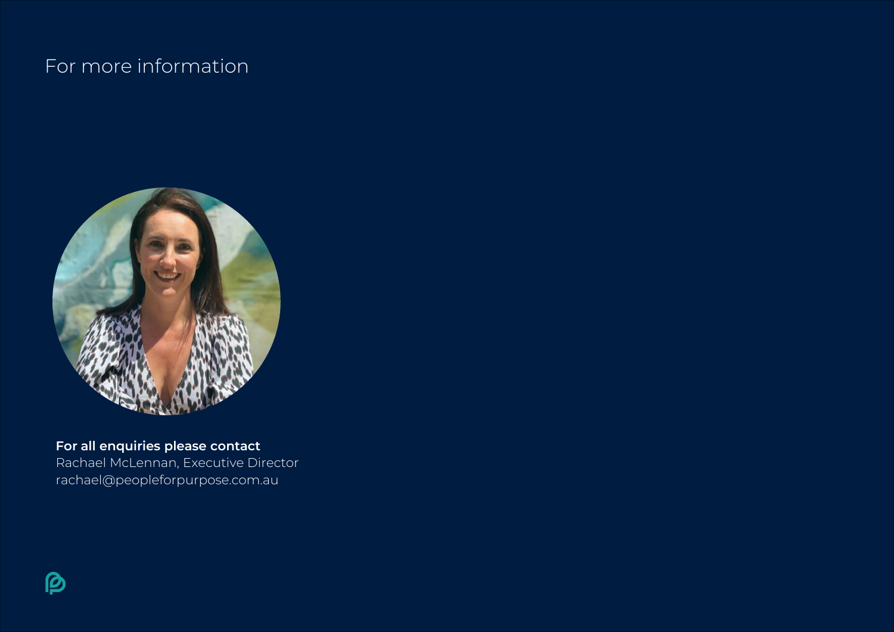# For more information

**For all enquiries please contact**
Rachael McLennan, Executive Director
rachael@peopleforpurpose.com.au